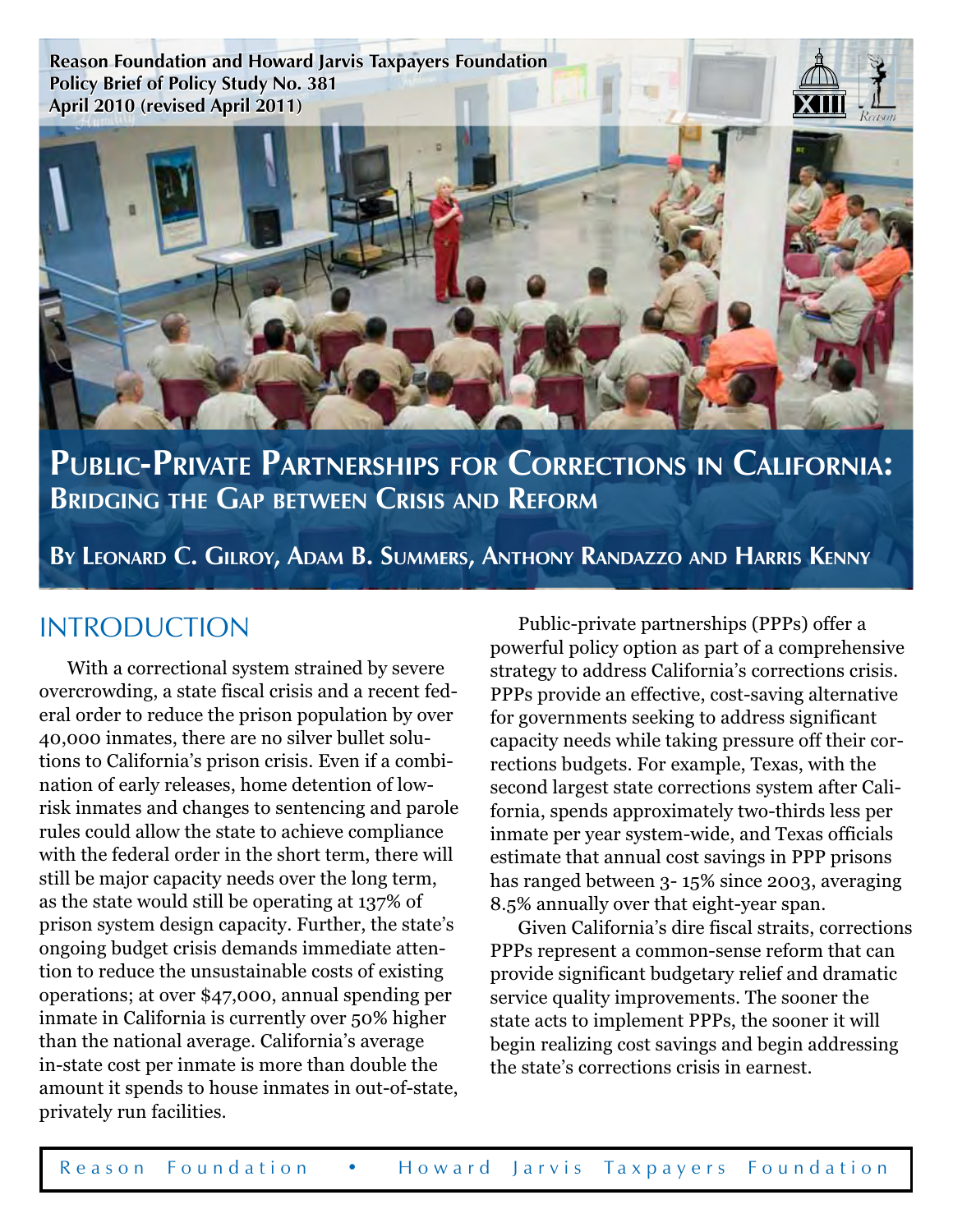Reason Foundation and Howard Jarvis Taxpayers Foundation
Policy Brief of Policy Study No. 381
April 2010 (revised April 2011)

# Public-Private Partnerships for Corrections in California: Bridging the Gap between Crisis and Reform

**By Leonard C. Gilroy, Adam B. Summers, Anthony Randazzo and Harris Kenny**

## INTRODUCTION

With a correctional system strained by severe overcrowding, a state fiscal crisis and a recent federal order to reduce the prison population by over 40,000 inmates, there are no silver bullet solutions to California's prison crisis. Even if a combination of early releases, home detention of low-risk inmates and changes to sentencing and parole rules could allow the state to achieve compliance with the federal order in the short term, there will still be major capacity needs over the long term, as the state would still be operating at 137% of prison system design capacity. Further, the state's ongoing budget crisis demands immediate attention to reduce the unsustainable costs of existing operations; at over $47,000, annual spending per inmate in California is currently over 50% higher than the national average. California's average in-state cost per inmate is more than double the amount it spends to house inmates in out-of-state, privately run facilities.

Public-private partnerships (PPPs) offer a powerful policy option as part of a comprehensive strategy to address California's corrections crisis. PPPs provide an effective, cost-saving alternative for governments seeking to address significant capacity needs while taking pressure off their corrections budgets. For example, Texas, with the second largest state corrections system after California, spends approximately two-thirds less per inmate per year system-wide, and Texas officials estimate that annual cost savings in PPP prisons has ranged between 3- 15% since 2003, averaging 8.5% annually over that eight-year span.

Given California's dire fiscal straits, corrections PPPs represent a common-sense reform that can provide significant budgetary relief and dramatic service quality improvements. The sooner the state acts to implement PPPs, the sooner it will begin realizing cost savings and begin addressing the state's corrections crisis in earnest.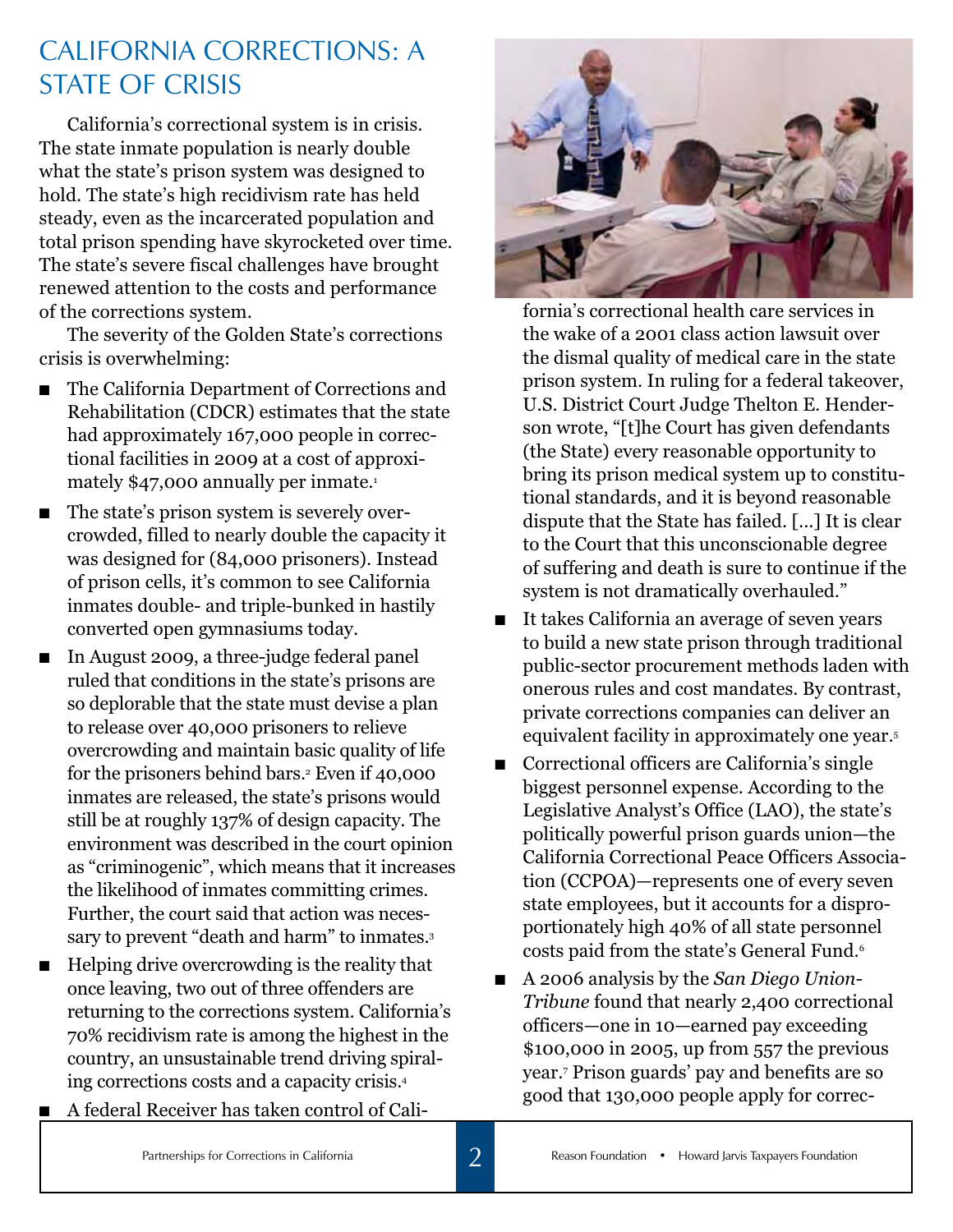## CALIFORNIA CORRECTIONS: A STATE OF CRISIS

California's correctional system is in crisis. The state inmate population is nearly double what the state's prison system was designed to hold. The state's high recidivism rate has held steady, even as the incarcerated population and total prison spending have skyrocketed over time. The state's severe fiscal challenges have brought renewed attention to the costs and performance of the corrections system.

The severity of the Golden State's corrections crisis is overwhelming:

- The California Department of Corrections and Rehabilitation (CDCR) estimates that the state had approximately 167,000 people in correctional facilities in 2009 at a cost of approximately $47,000 annually per inmate.[1]
- The state's prison system is severely overcrowded, filled to nearly double the capacity it was designed for (84,000 prisoners). Instead of prison cells, it's common to see California inmates double- and triple-bunked in hastily converted open gymnasiums today.
- In August 2009, a three-judge federal panel ruled that conditions in the state's prisons are so deplorable that the state must devise a plan to release over 40,000 prisoners to relieve overcrowding and maintain basic quality of life for the prisoners behind bars.[2] Even if 40,000 inmates are released, the state's prisons would still be at roughly 137% of design capacity. The environment was described in the court opinion as "criminogenic", which means that it increases the likelihood of inmates committing crimes. Further, the court said that action was necessary to prevent "death and harm" to inmates.[3]
- Helping drive overcrowding is the reality that once leaving, two out of three offenders are returning to the corrections system. California's 70% recidivism rate is among the highest in the country, an unsustainable trend driving spiraling corrections costs and a capacity crisis.[4]
- A federal Receiver has taken control of California's correctional health care services in the wake of a 2001 class action lawsuit over the dismal quality of medical care in the state prison system. In ruling for a federal takeover, U.S. District Court Judge Thelton E. Henderson wrote, "[t]he Court has given defendants (the State) every reasonable opportunity to bring its prison medical system up to constitutional standards, and it is beyond reasonable dispute that the State has failed. [...] It is clear to the Court that this unconscionable degree of suffering and death is sure to continue if the system is not dramatically overhauled."
- It takes California an average of seven years to build a new state prison through traditional public-sector procurement methods laden with onerous rules and cost mandates. By contrast, private corrections companies can deliver an equivalent facility in approximately one year.[5]
- Correctional officers are California's single biggest personnel expense. According to the Legislative Analyst's Office (LAO), the state's politically powerful prison guards union—the California Correctional Peace Officers Association (CCPOA)—represents one of every seven state employees, but it accounts for a disproportionately high 40% of all state personnel costs paid from the state's General Fund.[6]
- A 2006 analysis by the *San Diego Union-Tribune* found that nearly 2,400 correctional officers—one in 10—earned pay exceeding $100,000 in 2005, up from 557 the previous year.[7] Prison guards' pay and benefits are so good that 130,000 people apply for correc-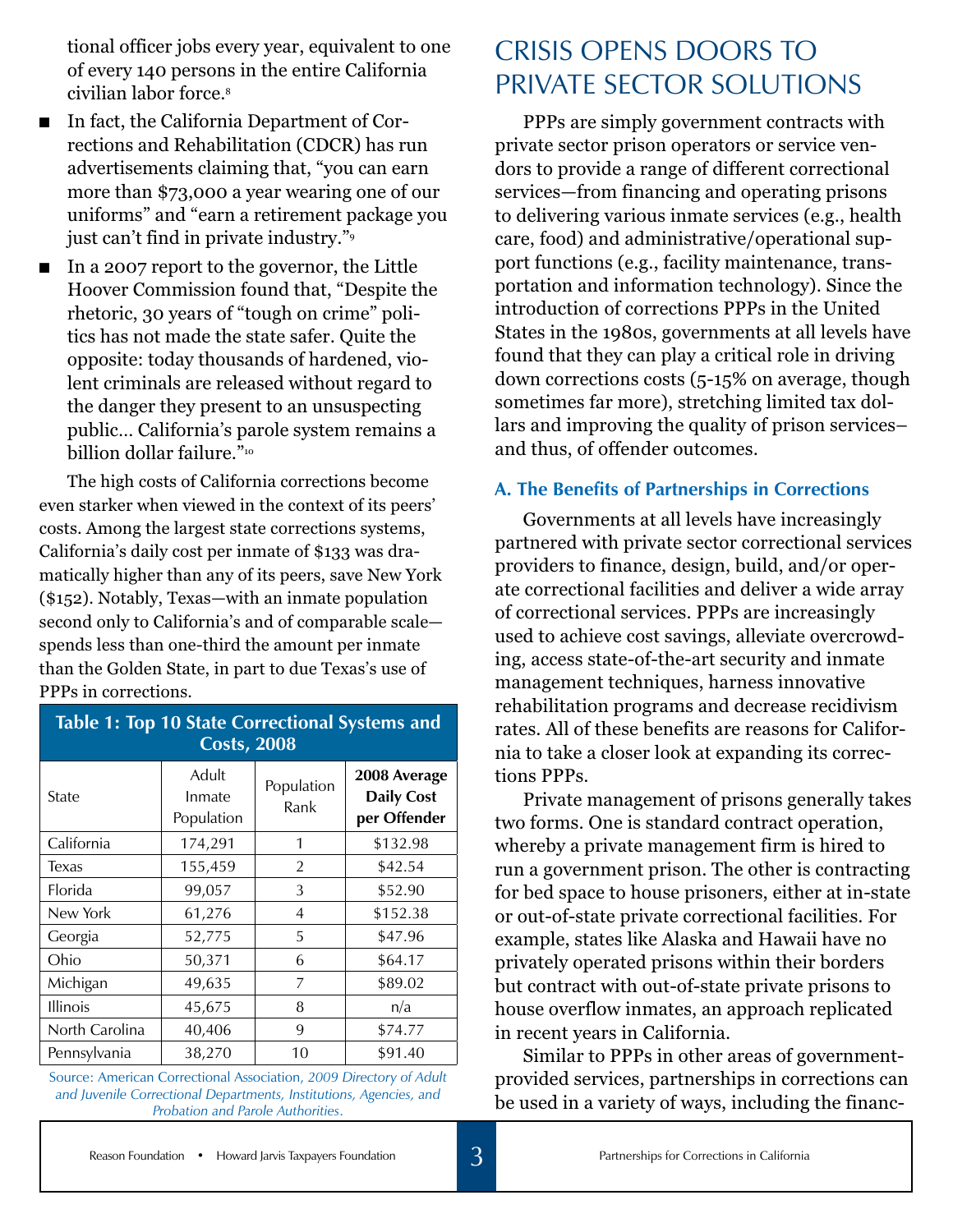tional officer jobs every year, equivalent to one of every 140 persons in the entire California civilian labor force.[8]

- In fact, the California Department of Corrections and Rehabilitation (CDCR) has run advertisements claiming that, "you can earn more than $73,000 a year wearing one of our uniforms" and "earn a retirement package you just can't find in private industry."[9]
- In a 2007 report to the governor, the Little Hoover Commission found that, "Despite the rhetoric, 30 years of "tough on crime" politics has not made the state safer. Quite the opposite: today thousands of hardened, violent criminals are released without regard to the danger they present to an unsuspecting public… California's parole system remains a billion dollar failure."[10]

The high costs of California corrections become even starker when viewed in the context of its peers' costs. Among the largest state corrections systems, California's daily cost per inmate of $133 was dramatically higher than any of its peers, save New York ($152). Notably, Texas—with an inmate population second only to California's and of comparable scale—spends less than one-third the amount per inmate than the Golden State, in part to due Texas's use of PPPs in corrections.

**Table 1: Top 10 State Correctional Systems and Costs, 2008**

| State | Adult Inmate Population | Population Rank | 2008 Average Daily Cost per Offender |
|---|---|---|---|
| California | 174,291 | 1 | $132.98 |
| Texas | 155,459 | 2 | $42.54 |
| Florida | 99,057 | 3 | $52.90 |
| New York | 61,276 | 4 | $152.38 |
| Georgia | 52,775 | 5 | $47.96 |
| Ohio | 50,371 | 6 | $64.17 |
| Michigan | 49,635 | 7 | $89.02 |
| Illinois | 45,675 | 8 | n/a |
| North Carolina | 40,406 | 9 | $74.77 |
| Pennsylvania | 38,270 | 10 | $91.40 |

Source: American Correctional Association, *2009 Directory of Adult and Juvenile Correctional Departments, Institutions, Agencies, and Probation and Parole Authorities*.

# CRISIS OPENS DOORS TO PRIVATE SECTOR SOLUTIONS

PPPs are simply government contracts with private sector prison operators or service vendors to provide a range of different correctional services—from financing and operating prisons to delivering various inmate services (e.g., health care, food) and administrative/operational support functions (e.g., facility maintenance, transportation and information technology). Since the introduction of corrections PPPs in the United States in the 1980s, governments at all levels have found that they can play a critical role in driving down corrections costs (5-15% on average, though sometimes far more), stretching limited tax dollars and improving the quality of prison services–and thus, of offender outcomes.

### A. The Benefits of Partnerships in Corrections

Governments at all levels have increasingly partnered with private sector correctional services providers to finance, design, build, and/or operate correctional facilities and deliver a wide array of correctional services. PPPs are increasingly used to achieve cost savings, alleviate overcrowding, access state-of-the-art security and inmate management techniques, harness innovative rehabilitation programs and decrease recidivism rates. All of these benefits are reasons for California to take a closer look at expanding its corrections PPPs.

Private management of prisons generally takes two forms. One is standard contract operation, whereby a private management firm is hired to run a government prison. The other is contracting for bed space to house prisoners, either at in-state or out-of-state private correctional facilities. For example, states like Alaska and Hawaii have no privately operated prisons within their borders but contract with out-of-state private prisons to house overflow inmates, an approach replicated in recent years in California.

Similar to PPPs in other areas of government-provided services, partnerships in corrections can be used in a variety of ways, including the financ-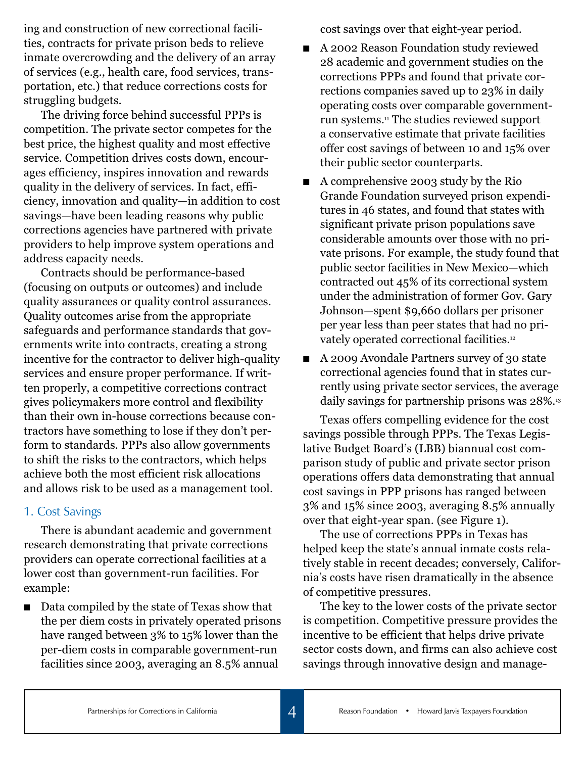ing and construction of new correctional facilities, contracts for private prison beds to relieve inmate overcrowding and the delivery of an array of services (e.g., health care, food services, transportation, etc.) that reduce corrections costs for struggling budgets.

The driving force behind successful PPPs is competition. The private sector competes for the best price, the highest quality and most effective service. Competition drives costs down, encourages efficiency, inspires innovation and rewards quality in the delivery of services. In fact, efficiency, innovation and quality—in addition to cost savings—have been leading reasons why public corrections agencies have partnered with private providers to help improve system operations and address capacity needs.

Contracts should be performance-based (focusing on outputs or outcomes) and include quality assurances or quality control assurances. Quality outcomes arise from the appropriate safeguards and performance standards that governments write into contracts, creating a strong incentive for the contractor to deliver high-quality services and ensure proper performance. If written properly, a competitive corrections contract gives policymakers more control and flexibility than their own in-house corrections because contractors have something to lose if they don't perform to standards. PPPs also allow governments to shift the risks to the contractors, which helps achieve both the most efficient risk allocations and allows risk to be used as a management tool.

## 1. Cost Savings

There is abundant academic and government research demonstrating that private corrections providers can operate correctional facilities at a lower cost than government-run facilities. For example:

- Data compiled by the state of Texas show that the per diem costs in privately operated prisons have ranged between 3% to 15% lower than the per-diem costs in comparable government-run facilities since 2003, averaging an 8.5% annual cost savings over that eight-year period.
- A 2002 Reason Foundation study reviewed 28 academic and government studies on the corrections PPPs and found that private corrections companies saved up to 23% in daily operating costs over comparable government-run systems.[11] The studies reviewed support a conservative estimate that private facilities offer cost savings of between 10 and 15% over their public sector counterparts.
- A comprehensive 2003 study by the Rio Grande Foundation surveyed prison expenditures in 46 states, and found that states with significant private prison populations save considerable amounts over those with no private prisons. For example, the study found that public sector facilities in New Mexico—which contracted out 45% of its correctional system under the administration of former Gov. Gary Johnson—spent $9,660 dollars per prisoner per year less than peer states that had no privately operated correctional facilities.[12]
- A 2009 Avondale Partners survey of 30 state correctional agencies found that in states currently using private sector services, the average daily savings for partnership prisons was 28%.[13]

Texas offers compelling evidence for the cost savings possible through PPPs. The Texas Legislative Budget Board's (LBB) biannual cost comparison study of public and private sector prison operations offers data demonstrating that annual cost savings in PPP prisons has ranged between 3% and 15% since 2003, averaging 8.5% annually over that eight-year span. (see Figure 1).

The use of corrections PPPs in Texas has helped keep the state's annual inmate costs relatively stable in recent decades; conversely, California's costs have risen dramatically in the absence of competitive pressures.

The key to the lower costs of the private sector is competition. Competitive pressure provides the incentive to be efficient that helps drive private sector costs down, and firms can also achieve cost savings through innovative design and manage-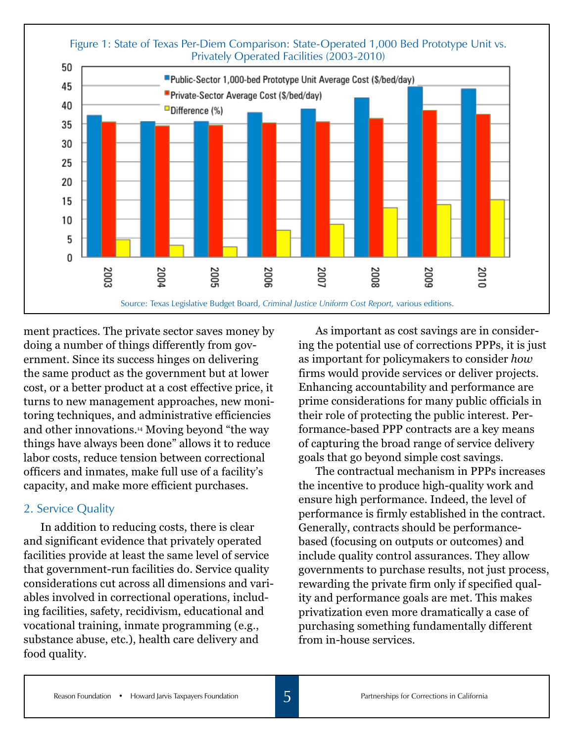Figure 1: State of Texas Per-Diem Comparison: State-Operated 1,000 Bed Prototype Unit vs. Privately Operated Facilities (2003-2010)

Source: Texas Legislative Budget Board, *Criminal Justice Uniform Cost Report,* various editions.

ment practices. The private sector saves money by doing a number of things differently from government. Since its success hinges on delivering the same product as the government but at lower cost, or a better product at a cost effective price, it turns to new management approaches, new monitoring techniques, and administrative efficiencies and other innovations.[14] Moving beyond "the way things have always been done" allows it to reduce labor costs, reduce tension between correctional officers and inmates, make full use of a facility's capacity, and make more efficient purchases.

## 2. Service Quality

In addition to reducing costs, there is clear and significant evidence that privately operated facilities provide at least the same level of service that government-run facilities do. Service quality considerations cut across all dimensions and variables involved in correctional operations, including facilities, safety, recidivism, educational and vocational training, inmate programming (e.g., substance abuse, etc.), health care delivery and food quality.

As important as cost savings are in considering the potential use of corrections PPPs, it is just as important for policymakers to consider *how* firms would provide services or deliver projects. Enhancing accountability and performance are prime considerations for many public officials in their role of protecting the public interest. Performance-based PPP contracts are a key means of capturing the broad range of service delivery goals that go beyond simple cost savings.

The contractual mechanism in PPPs increases the incentive to produce high-quality work and ensure high performance. Indeed, the level of performance is firmly established in the contract. Generally, contracts should be performance-based (focusing on outputs or outcomes) and include quality control assurances. They allow governments to purchase results, not just process, rewarding the private firm only if specified quality and performance goals are met. This makes privatization even more dramatically a case of purchasing something fundamentally different from in-house services.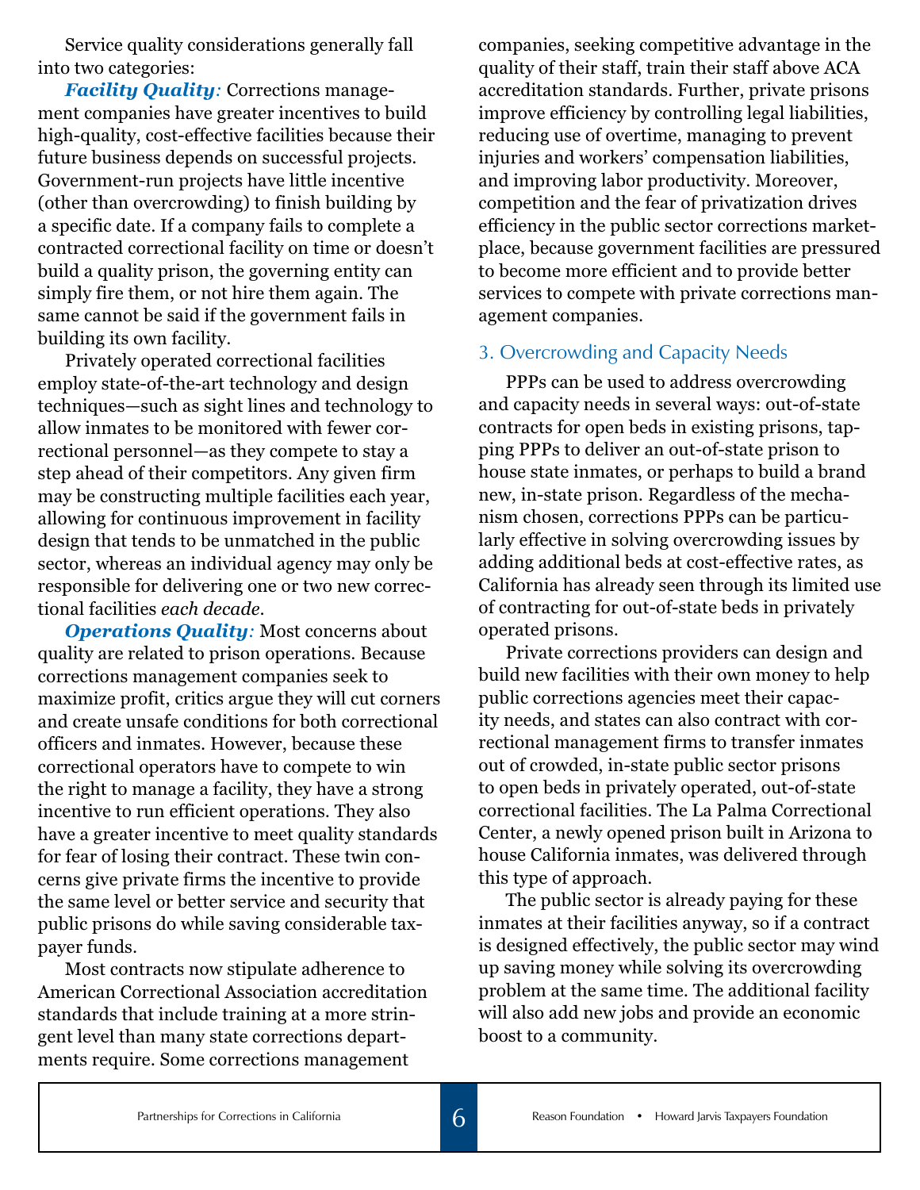Service quality considerations generally fall into two categories:

***Facility Quality:*** Corrections management companies have greater incentives to build high-quality, cost-effective facilities because their future business depends on successful projects. Government-run projects have little incentive (other than overcrowding) to finish building by a specific date. If a company fails to complete a contracted correctional facility on time or doesn't build a quality prison, the governing entity can simply fire them, or not hire them again. The same cannot be said if the government fails in building its own facility.

Privately operated correctional facilities employ state-of-the-art technology and design techniques—such as sight lines and technology to allow inmates to be monitored with fewer correctional personnel—as they compete to stay a step ahead of their competitors. Any given firm may be constructing multiple facilities each year, allowing for continuous improvement in facility design that tends to be unmatched in the public sector, whereas an individual agency may only be responsible for delivering one or two new correctional facilities *each decade*.

***Operations Quality:*** Most concerns about quality are related to prison operations. Because corrections management companies seek to maximize profit, critics argue they will cut corners and create unsafe conditions for both correctional officers and inmates. However, because these correctional operators have to compete to win the right to manage a facility, they have a strong incentive to run efficient operations. They also have a greater incentive to meet quality standards for fear of losing their contract. These twin concerns give private firms the incentive to provide the same level or better service and security that public prisons do while saving considerable taxpayer funds.

Most contracts now stipulate adherence to American Correctional Association accreditation standards that include training at a more stringent level than many state corrections departments require. Some corrections management companies, seeking competitive advantage in the quality of their staff, train their staff above ACA accreditation standards. Further, private prisons improve efficiency by controlling legal liabilities, reducing use of overtime, managing to prevent injuries and workers' compensation liabilities, and improving labor productivity. Moreover, competition and the fear of privatization drives efficiency in the public sector corrections marketplace, because government facilities are pressured to become more efficient and to provide better services to compete with private corrections management companies.

## 3. Overcrowding and Capacity Needs

PPPs can be used to address overcrowding and capacity needs in several ways: out-of-state contracts for open beds in existing prisons, tapping PPPs to deliver an out-of-state prison to house state inmates, or perhaps to build a brand new, in-state prison. Regardless of the mechanism chosen, corrections PPPs can be particularly effective in solving overcrowding issues by adding additional beds at cost-effective rates, as California has already seen through its limited use of contracting for out-of-state beds in privately operated prisons.

Private corrections providers can design and build new facilities with their own money to help public corrections agencies meet their capacity needs, and states can also contract with correctional management firms to transfer inmates out of crowded, in-state public sector prisons to open beds in privately operated, out-of-state correctional facilities. The La Palma Correctional Center, a newly opened prison built in Arizona to house California inmates, was delivered through this type of approach.

The public sector is already paying for these inmates at their facilities anyway, so if a contract is designed effectively, the public sector may wind up saving money while solving its overcrowding problem at the same time. The additional facility will also add new jobs and provide an economic boost to a community.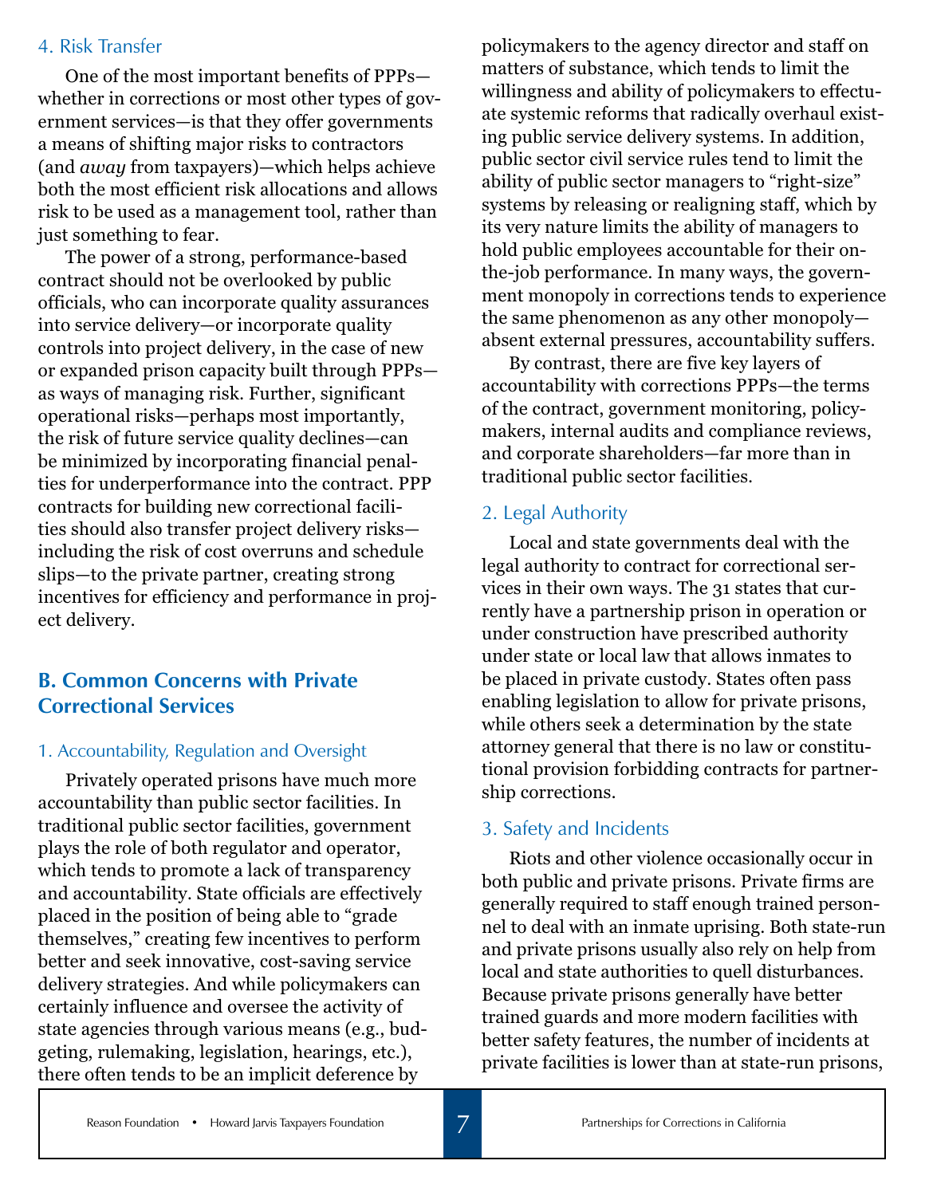### 4. Risk Transfer

One of the most important benefits of PPPs—whether in corrections or most other types of government services—is that they offer governments a means of shifting major risks to contractors (and *away* from taxpayers)—which helps achieve both the most efficient risk allocations and allows risk to be used as a management tool, rather than just something to fear.

The power of a strong, performance-based contract should not be overlooked by public officials, who can incorporate quality assurances into service delivery—or incorporate quality controls into project delivery, in the case of new or expanded prison capacity built through PPPs—as ways of managing risk. Further, significant operational risks—perhaps most importantly, the risk of future service quality declines—can be minimized by incorporating financial penalties for underperformance into the contract. PPP contracts for building new correctional facilities should also transfer project delivery risks—including the risk of cost overruns and schedule slips—to the private partner, creating strong incentives for efficiency and performance in project delivery.

## B. Common Concerns with Private Correctional Services

### 1. Accountability, Regulation and Oversight

Privately operated prisons have much more accountability than public sector facilities. In traditional public sector facilities, government plays the role of both regulator and operator, which tends to promote a lack of transparency and accountability. State officials are effectively placed in the position of being able to "grade themselves," creating few incentives to perform better and seek innovative, cost-saving service delivery strategies. And while policymakers can certainly influence and oversee the activity of state agencies through various means (e.g., budgeting, rulemaking, legislation, hearings, etc.), there often tends to be an implicit deference by policymakers to the agency director and staff on matters of substance, which tends to limit the willingness and ability of policymakers to effectuate systemic reforms that radically overhaul existing public service delivery systems. In addition, public sector civil service rules tend to limit the ability of public sector managers to "right-size" systems by releasing or realigning staff, which by its very nature limits the ability of managers to hold public employees accountable for their on-the-job performance. In many ways, the government monopoly in corrections tends to experience the same phenomenon as any other monopoly—absent external pressures, accountability suffers.

By contrast, there are five key layers of accountability with corrections PPPs—the terms of the contract, government monitoring, policymakers, internal audits and compliance reviews, and corporate shareholders—far more than in traditional public sector facilities.

### 2. Legal Authority

Local and state governments deal with the legal authority to contract for correctional services in their own ways. The 31 states that currently have a partnership prison in operation or under construction have prescribed authority under state or local law that allows inmates to be placed in private custody. States often pass enabling legislation to allow for private prisons, while others seek a determination by the state attorney general that there is no law or constitutional provision forbidding contracts for partnership corrections.

### 3. Safety and Incidents

Riots and other violence occasionally occur in both public and private prisons. Private firms are generally required to staff enough trained personnel to deal with an inmate uprising. Both state-run and private prisons usually also rely on help from local and state authorities to quell disturbances. Because private prisons generally have better trained guards and more modern facilities with better safety features, the number of incidents at private facilities is lower than at state-run prisons,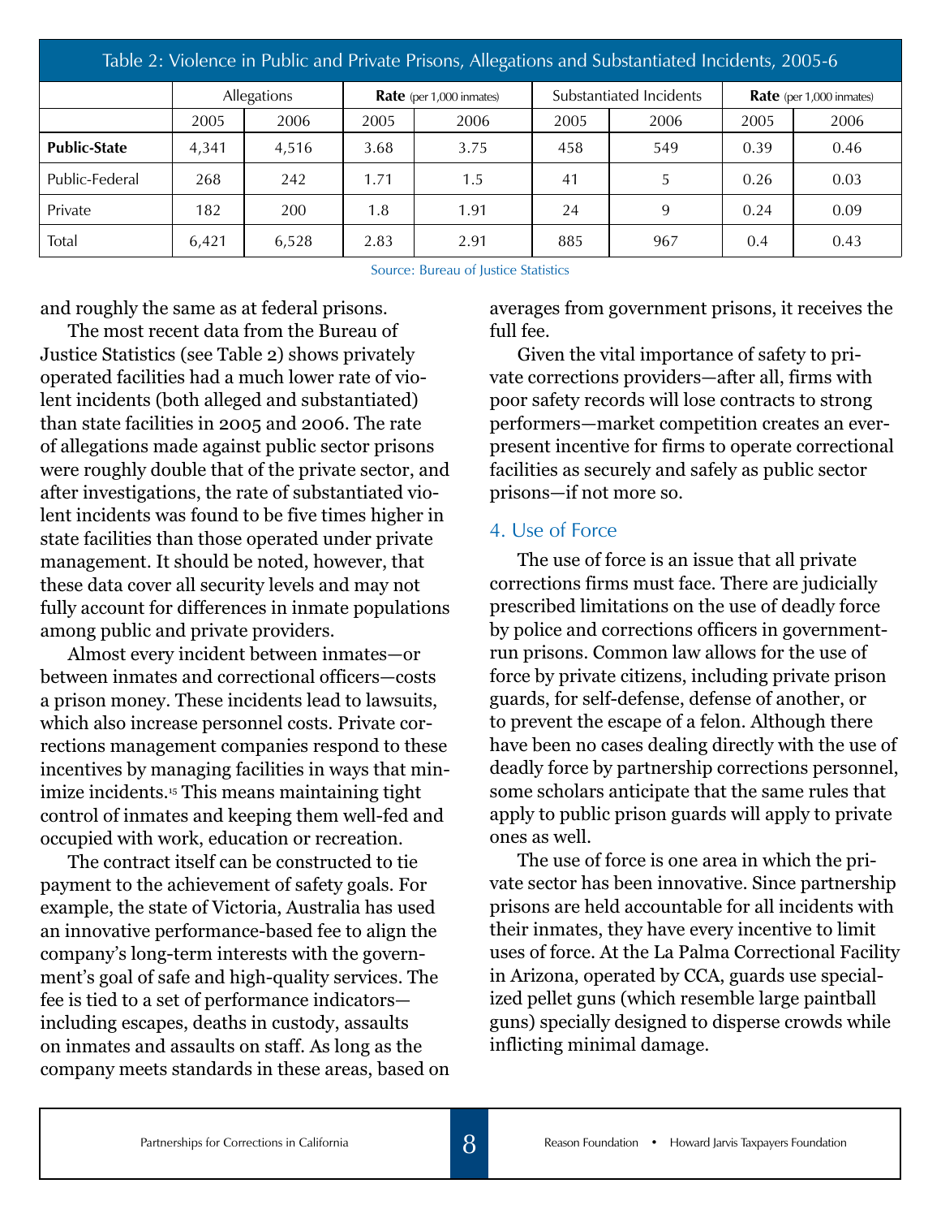Table 2: Violence in Public and Private Prisons, Allegations and Substantiated Incidents, 2005-6

| | Allegations | | **Rate** (per 1,000 inmates) | | Substantiated Incidents | | **Rate** (per 1,000 inmates) | |
|---|---|---|---|---|---|---|---|---|
| | 2005 | 2006 | 2005 | 2006 | 2005 | 2006 | 2005 | 2006 |
| **Public-State** | 4,341 | 4,516 | 3.68 | 3.75 | 458 | 549 | 0.39 | 0.46 |
| Public-Federal | 268 | 242 | 1.71 | 1.5 | 41 | 5 | 0.26 | 0.03 |
| Private | 182 | 200 | 1.8 | 1.91 | 24 | 9 | 0.24 | 0.09 |
| Total | 6,421 | 6,528 | 2.83 | 2.91 | 885 | 967 | 0.4 | 0.43 |

Source: Bureau of Justice Statistics

and roughly the same as at federal prisons.

The most recent data from the Bureau of Justice Statistics (see Table 2) shows privately operated facilities had a much lower rate of violent incidents (both alleged and substantiated) than state facilities in 2005 and 2006. The rate of allegations made against public sector prisons were roughly double that of the private sector, and after investigations, the rate of substantiated violent incidents was found to be five times higher in state facilities than those operated under private management. It should be noted, however, that these data cover all security levels and may not fully account for differences in inmate populations among public and private providers.

Almost every incident between inmates—or between inmates and correctional officers—costs a prison money. These incidents lead to lawsuits, which also increase personnel costs. Private corrections management companies respond to these incentives by managing facilities in ways that minimize incidents.[15] This means maintaining tight control of inmates and keeping them well-fed and occupied with work, education or recreation.

The contract itself can be constructed to tie payment to the achievement of safety goals. For example, the state of Victoria, Australia has used an innovative performance-based fee to align the company's long-term interests with the government's goal of safe and high-quality services. The fee is tied to a set of performance indicators—including escapes, deaths in custody, assaults on inmates and assaults on staff. As long as the company meets standards in these areas, based on averages from government prisons, it receives the full fee.

Given the vital importance of safety to private corrections providers—after all, firms with poor safety records will lose contracts to strong performers—market competition creates an ever-present incentive for firms to operate correctional facilities as securely and safely as public sector prisons—if not more so.

## 4. Use of Force

The use of force is an issue that all private corrections firms must face. There are judicially prescribed limitations on the use of deadly force by police and corrections officers in government-run prisons. Common law allows for the use of force by private citizens, including private prison guards, for self-defense, defense of another, or to prevent the escape of a felon. Although there have been no cases dealing directly with the use of deadly force by partnership corrections personnel, some scholars anticipate that the same rules that apply to public prison guards will apply to private ones as well.

The use of force is one area in which the private sector has been innovative. Since partnership prisons are held accountable for all incidents with their inmates, they have every incentive to limit uses of force. At the La Palma Correctional Facility in Arizona, operated by CCA, guards use specialized pellet guns (which resemble large paintball guns) specially designed to disperse crowds while inflicting minimal damage.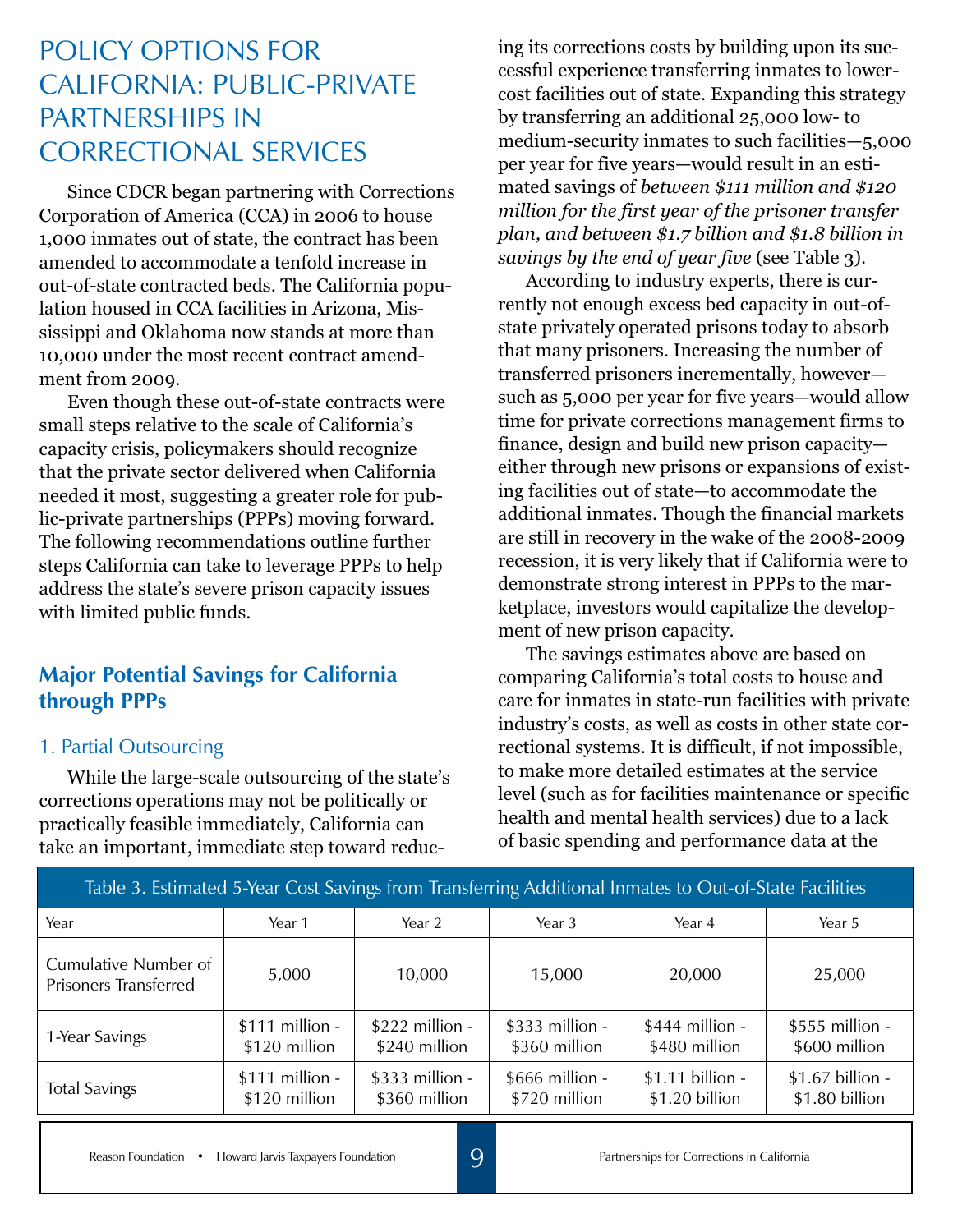# POLICY OPTIONS FOR CALIFORNIA: PUBLIC-PRIVATE PARTNERSHIPS IN CORRECTIONAL SERVICES

Since CDCR began partnering with Corrections Corporation of America (CCA) in 2006 to house 1,000 inmates out of state, the contract has been amended to accommodate a tenfold increase in out-of-state contracted beds. The California population housed in CCA facilities in Arizona, Mississippi and Oklahoma now stands at more than 10,000 under the most recent contract amendment from 2009.

Even though these out-of-state contracts were small steps relative to the scale of California's capacity crisis, policymakers should recognize that the private sector delivered when California needed it most, suggesting a greater role for public-private partnerships (PPPs) moving forward. The following recommendations outline further steps California can take to leverage PPPs to help address the state's severe prison capacity issues with limited public funds.

## Major Potential Savings for California through PPPs

### 1. Partial Outsourcing

While the large-scale outsourcing of the state's corrections operations may not be politically or practically feasible immediately, California can take an important, immediate step toward reducing its corrections costs by building upon its successful experience transferring inmates to lower-cost facilities out of state. Expanding this strategy by transferring an additional 25,000 low- to medium-security inmates to such facilities—5,000 per year for five years—would result in an estimated savings of *between $111 million and $120 million for the first year of the prisoner transfer plan, and between $1.7 billion and $1.8 billion in savings by the end of year five* (see Table 3).

According to industry experts, there is currently not enough excess bed capacity in out-of-state privately operated prisons today to absorb that many prisoners. Increasing the number of transferred prisoners incrementally, however—such as 5,000 per year for five years—would allow time for private corrections management firms to finance, design and build new prison capacity—either through new prisons or expansions of existing facilities out of state—to accommodate the additional inmates. Though the financial markets are still in recovery in the wake of the 2008-2009 recession, it is very likely that if California were to demonstrate strong interest in PPPs to the marketplace, investors would capitalize the development of new prison capacity.

The savings estimates above are based on comparing California's total costs to house and care for inmates in state-run facilities with private industry's costs, as well as costs in other state correctional systems. It is difficult, if not impossible, to make more detailed estimates at the service level (such as for facilities maintenance or specific health and mental health services) due to a lack of basic spending and performance data at the

Table 3. Estimated 5-Year Cost Savings from Transferring Additional Inmates to Out-of-State Facilities

| Year | Year 1 | Year 2 | Year 3 | Year 4 | Year 5 |
|---|---|---|---|---|---|
| Cumulative Number of Prisoners Transferred | 5,000 | 10,000 | 15,000 | 20,000 | 25,000 |
| 1-Year Savings | $111 million - $120 million | $222 million - $240 million | $333 million - $360 million | $444 million - $480 million | $555 million - $600 million |
| Total Savings | $111 million - $120 million | $333 million - $360 million | $666 million - $720 million | $1.11 billion - $1.20 billion | $1.67 billion - $1.80 billion |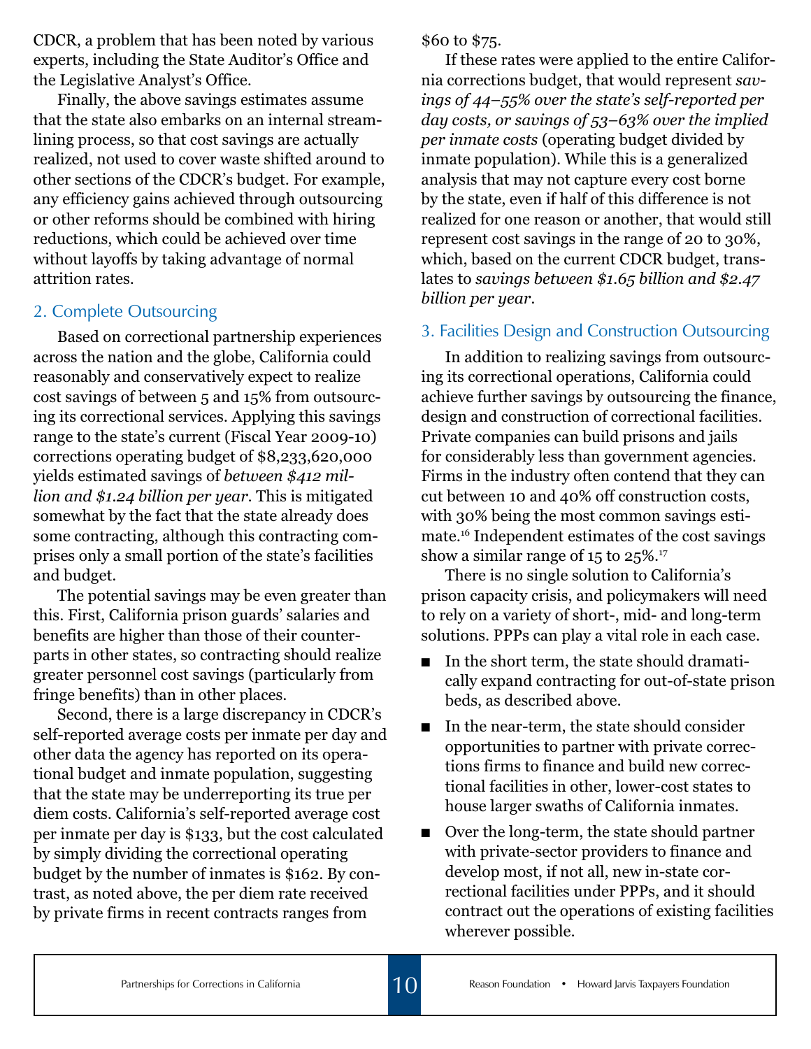CDCR, a problem that has been noted by various experts, including the State Auditor's Office and the Legislative Analyst's Office.

Finally, the above savings estimates assume that the state also embarks on an internal streamlining process, so that cost savings are actually realized, not used to cover waste shifted around to other sections of the CDCR's budget. For example, any efficiency gains achieved through outsourcing or other reforms should be combined with hiring reductions, which could be achieved over time without layoffs by taking advantage of normal attrition rates.

## 2. Complete Outsourcing

Based on correctional partnership experiences across the nation and the globe, California could reasonably and conservatively expect to realize cost savings of between 5 and 15% from outsourcing its correctional services. Applying this savings range to the state's current (Fiscal Year 2009-10) corrections operating budget of $8,233,620,000 yields estimated savings of *between $412 million and $1.24 billion per year*. This is mitigated somewhat by the fact that the state already does some contracting, although this contracting comprises only a small portion of the state's facilities and budget.

The potential savings may be even greater than this. First, California prison guards' salaries and benefits are higher than those of their counterparts in other states, so contracting should realize greater personnel cost savings (particularly from fringe benefits) than in other places.

Second, there is a large discrepancy in CDCR's self-reported average costs per inmate per day and other data the agency has reported on its operational budget and inmate population, suggesting that the state may be underreporting its true per diem costs. California's self-reported average cost per inmate per day is $133, but the cost calculated by simply dividing the correctional operating budget by the number of inmates is $162. By contrast, as noted above, the per diem rate received by private firms in recent contracts ranges from $60 to $75.

If these rates were applied to the entire California corrections budget, that would represent *savings of 44–55% over the state's self-reported per day costs, or savings of 53–63% over the implied per inmate costs* (operating budget divided by inmate population). While this is a generalized analysis that may not capture every cost borne by the state, even if half of this difference is not realized for one reason or another, that would still represent cost savings in the range of 20 to 30%, which, based on the current CDCR budget, translates to *savings between $1.65 billion and $2.47 billion per year*.

## 3. Facilities Design and Construction Outsourcing

In addition to realizing savings from outsourcing its correctional operations, California could achieve further savings by outsourcing the finance, design and construction of correctional facilities. Private companies can build prisons and jails for considerably less than government agencies. Firms in the industry often contend that they can cut between 10 and 40% off construction costs, with 30% being the most common savings estimate.[16] Independent estimates of the cost savings show a similar range of 15 to 25%.[17]

There is no single solution to California's prison capacity crisis, and policymakers will need to rely on a variety of short-, mid- and long-term solutions. PPPs can play a vital role in each case.

- In the short term, the state should dramatically expand contracting for out-of-state prison beds, as described above.
- In the near-term, the state should consider opportunities to partner with private corrections firms to finance and build new correctional facilities in other, lower-cost states to house larger swaths of California inmates.
- Over the long-term, the state should partner with private-sector providers to finance and develop most, if not all, new in-state correctional facilities under PPPs, and it should contract out the operations of existing facilities wherever possible.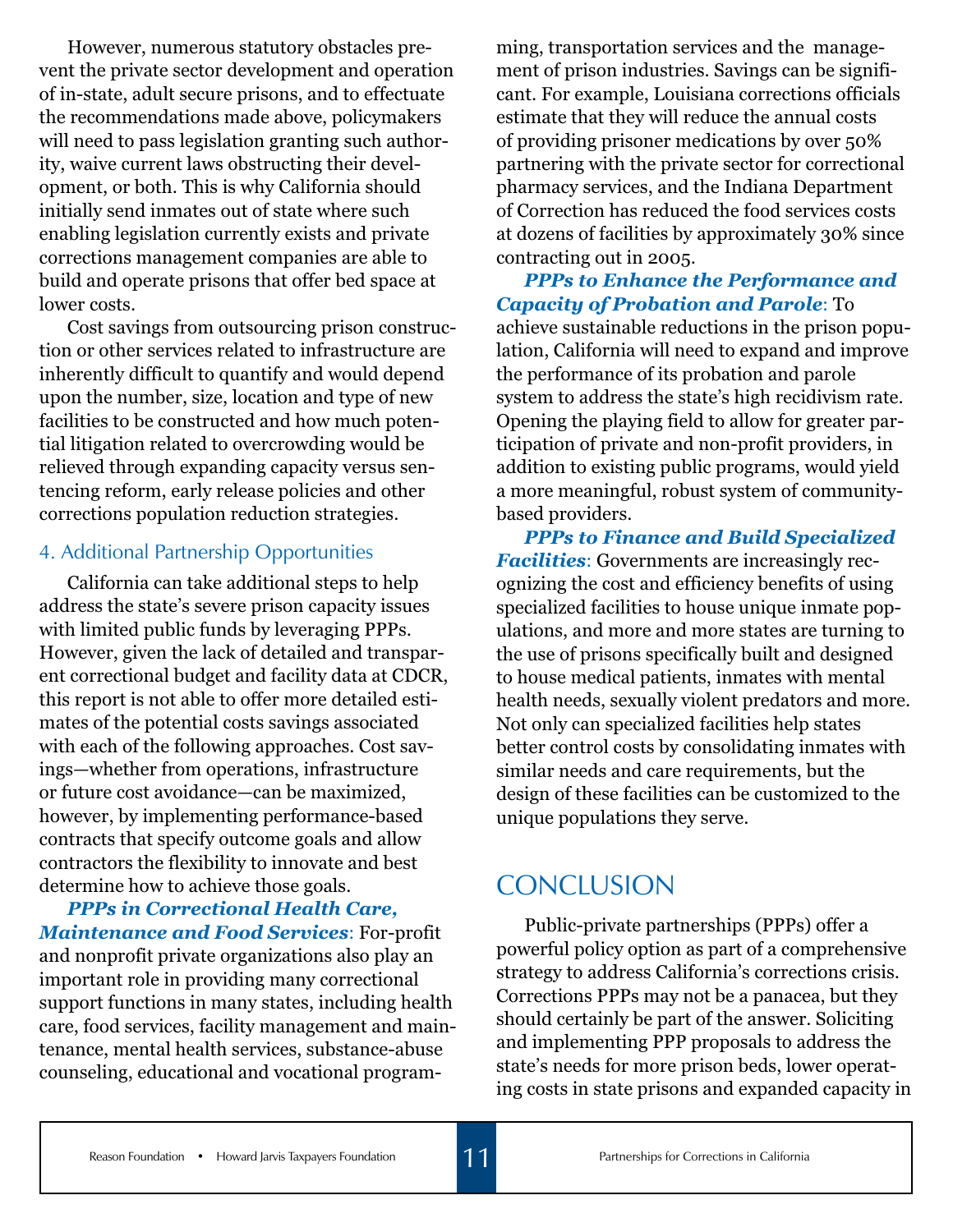However, numerous statutory obstacles prevent the private sector development and operation of in-state, adult secure prisons, and to effectuate the recommendations made above, policymakers will need to pass legislation granting such authority, waive current laws obstructing their development, or both. This is why California should initially send inmates out of state where such enabling legislation currently exists and private corrections management companies are able to build and operate prisons that offer bed space at lower costs.

Cost savings from outsourcing prison construction or other services related to infrastructure are inherently difficult to quantify and would depend upon the number, size, location and type of new facilities to be constructed and how much potential litigation related to overcrowding would be relieved through expanding capacity versus sentencing reform, early release policies and other corrections population reduction strategies.

### 4. Additional Partnership Opportunities

California can take additional steps to help address the state's severe prison capacity issues with limited public funds by leveraging PPPs. However, given the lack of detailed and transparent correctional budget and facility data at CDCR, this report is not able to offer more detailed estimates of the potential costs savings associated with each of the following approaches. Cost savings—whether from operations, infrastructure or future cost avoidance—can be maximized, however, by implementing performance-based contracts that specify outcome goals and allow contractors the flexibility to innovate and best determine how to achieve those goals.

***PPPs in Correctional Health Care, Maintenance and Food Services***: For-profit and nonprofit private organizations also play an important role in providing many correctional support functions in many states, including health care, food services, facility management and maintenance, mental health services, substance-abuse counseling, educational and vocational programming, transportation services and the management of prison industries. Savings can be significant. For example, Louisiana corrections officials estimate that they will reduce the annual costs of providing prisoner medications by over 50% partnering with the private sector for correctional pharmacy services, and the Indiana Department of Correction has reduced the food services costs at dozens of facilities by approximately 30% since contracting out in 2005.

***PPPs to Enhance the Performance and Capacity of Probation and Parole***: To achieve sustainable reductions in the prison population, California will need to expand and improve the performance of its probation and parole system to address the state's high recidivism rate. Opening the playing field to allow for greater participation of private and non-profit providers, in addition to existing public programs, would yield a more meaningful, robust system of community-based providers.

***PPPs to Finance and Build Specialized Facilities***: Governments are increasingly recognizing the cost and efficiency benefits of using specialized facilities to house unique inmate populations, and more and more states are turning to the use of prisons specifically built and designed to house medical patients, inmates with mental health needs, sexually violent predators and more. Not only can specialized facilities help states better control costs by consolidating inmates with similar needs and care requirements, but the design of these facilities can be customized to the unique populations they serve.

## CONCLUSION

Public-private partnerships (PPPs) offer a powerful policy option as part of a comprehensive strategy to address California's corrections crisis. Corrections PPPs may not be a panacea, but they should certainly be part of the answer. Soliciting and implementing PPP proposals to address the state's needs for more prison beds, lower operating costs in state prisons and expanded capacity in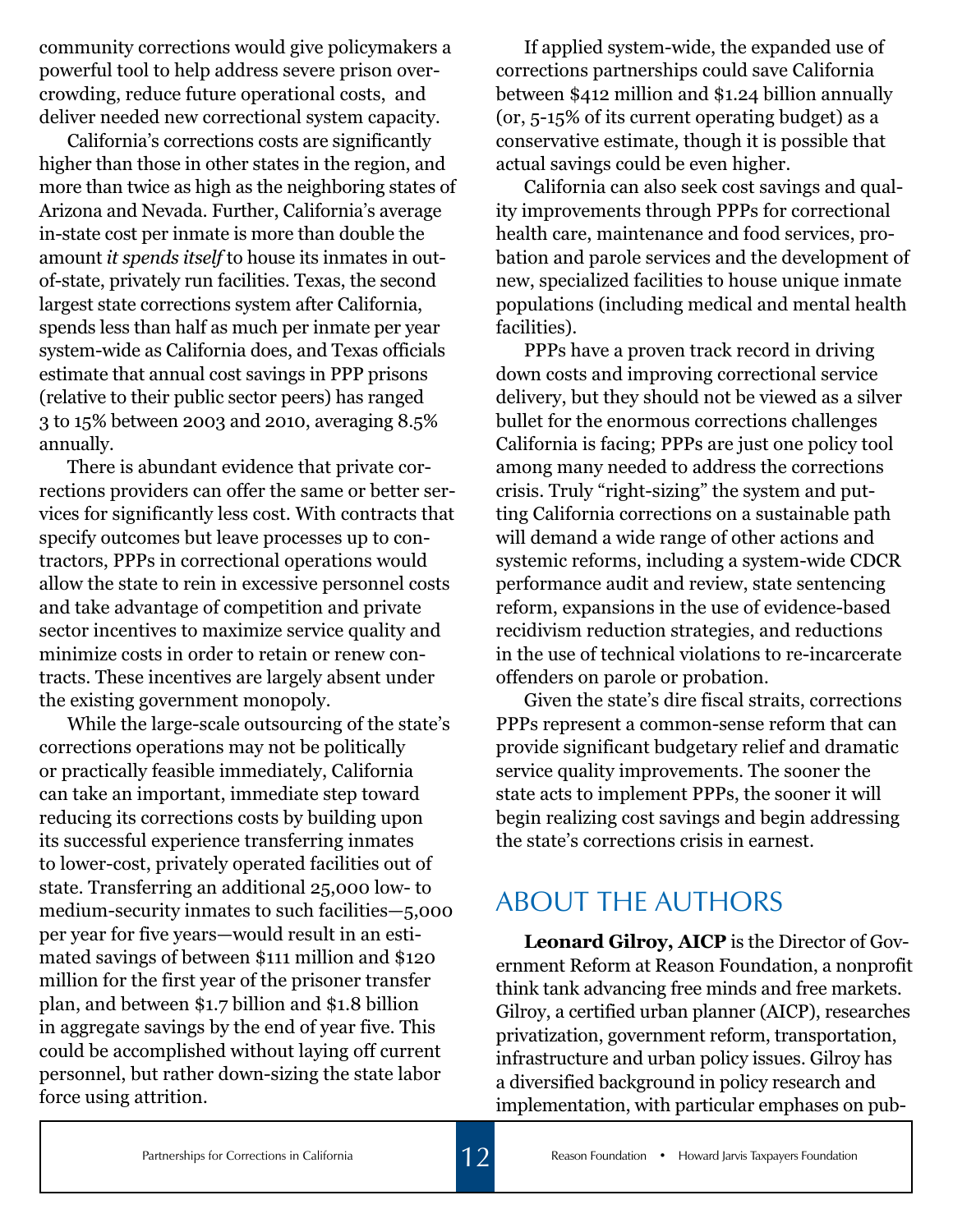community corrections would give policymakers a powerful tool to help address severe prison overcrowding, reduce future operational costs, and deliver needed new correctional system capacity.

California's corrections costs are significantly higher than those in other states in the region, and more than twice as high as the neighboring states of Arizona and Nevada. Further, California's average in-state cost per inmate is more than double the amount *it spends itself* to house its inmates in out-of-state, privately run facilities. Texas, the second largest state corrections system after California, spends less than half as much per inmate per year system-wide as California does, and Texas officials estimate that annual cost savings in PPP prisons (relative to their public sector peers) has ranged 3 to 15% between 2003 and 2010, averaging 8.5% annually.

There is abundant evidence that private corrections providers can offer the same or better services for significantly less cost. With contracts that specify outcomes but leave processes up to contractors, PPPs in correctional operations would allow the state to rein in excessive personnel costs and take advantage of competition and private sector incentives to maximize service quality and minimize costs in order to retain or renew contracts. These incentives are largely absent under the existing government monopoly.

While the large-scale outsourcing of the state's corrections operations may not be politically or practically feasible immediately, California can take an important, immediate step toward reducing its corrections costs by building upon its successful experience transferring inmates to lower-cost, privately operated facilities out of state. Transferring an additional 25,000 low- to medium-security inmates to such facilities—5,000 per year for five years—would result in an estimated savings of between $111 million and $120 million for the first year of the prisoner transfer plan, and between $1.7 billion and $1.8 billion in aggregate savings by the end of year five. This could be accomplished without laying off current personnel, but rather down-sizing the state labor force using attrition.

If applied system-wide, the expanded use of corrections partnerships could save California between $412 million and $1.24 billion annually (or, 5-15% of its current operating budget) as a conservative estimate, though it is possible that actual savings could be even higher.

California can also seek cost savings and quality improvements through PPPs for correctional health care, maintenance and food services, probation and parole services and the development of new, specialized facilities to house unique inmate populations (including medical and mental health facilities).

PPPs have a proven track record in driving down costs and improving correctional service delivery, but they should not be viewed as a silver bullet for the enormous corrections challenges California is facing; PPPs are just one policy tool among many needed to address the corrections crisis. Truly "right-sizing" the system and putting California corrections on a sustainable path will demand a wide range of other actions and systemic reforms, including a system-wide CDCR performance audit and review, state sentencing reform, expansions in the use of evidence-based recidivism reduction strategies, and reductions in the use of technical violations to re-incarcerate offenders on parole or probation.

Given the state's dire fiscal straits, corrections PPPs represent a common-sense reform that can provide significant budgetary relief and dramatic service quality improvements. The sooner the state acts to implement PPPs, the sooner it will begin realizing cost savings and begin addressing the state's corrections crisis in earnest.

## About the Authors

**Leonard Gilroy, AICP** is the Director of Government Reform at Reason Foundation, a nonprofit think tank advancing free minds and free markets. Gilroy, a certified urban planner (AICP), researches privatization, government reform, transportation, infrastructure and urban policy issues. Gilroy has a diversified background in policy research and implementation, with particular emphases on pub-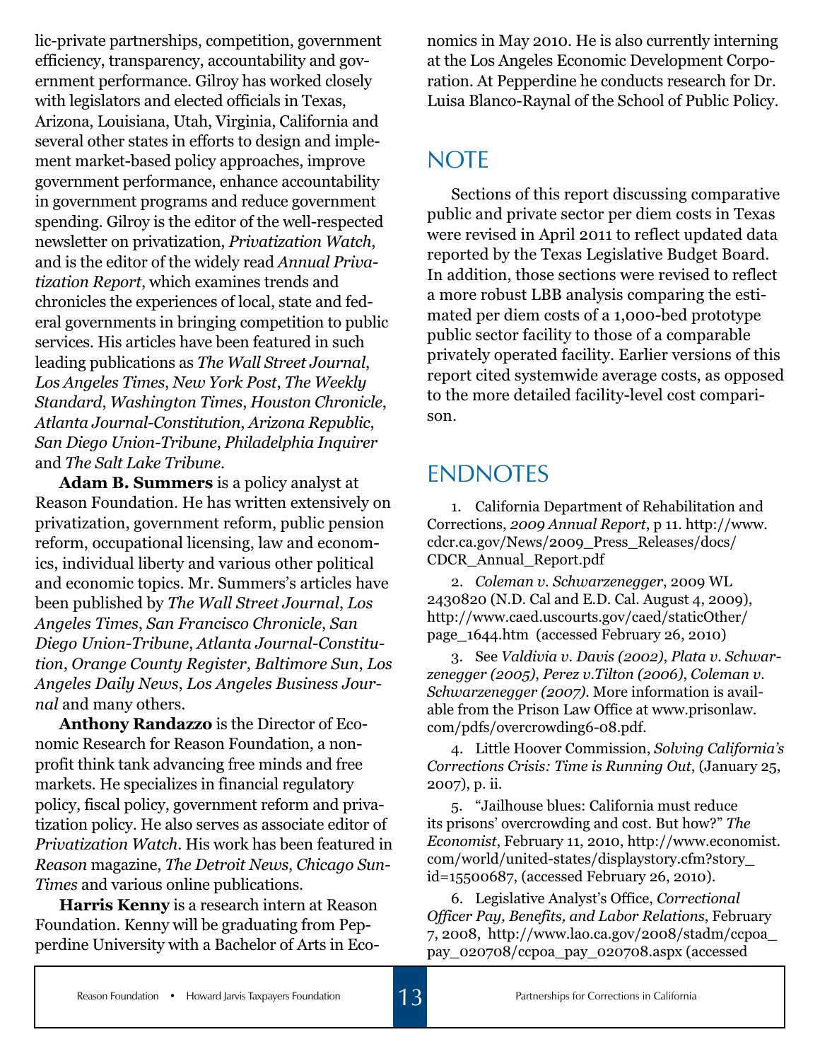lic-private partnerships, competition, government efficiency, transparency, accountability and government performance. Gilroy has worked closely with legislators and elected officials in Texas, Arizona, Louisiana, Utah, Virginia, California and several other states in efforts to design and implement market-based policy approaches, improve government performance, enhance accountability in government programs and reduce government spending. Gilroy is the editor of the well-respected newsletter on privatization, *Privatization Watch*, and is the editor of the widely read *Annual Privatization Report*, which examines trends and chronicles the experiences of local, state and federal governments in bringing competition to public services. His articles have been featured in such leading publications as *The Wall Street Journal*, *Los Angeles Times*, *New York Post*, *The Weekly Standard*, *Washington Times*, *Houston Chronicle*, *Atlanta Journal-Constitution*, *Arizona Republic*, *San Diego Union-Tribune*, *Philadelphia Inquirer* and *The Salt Lake Tribune*.

**Adam B. Summers** is a policy analyst at Reason Foundation. He has written extensively on privatization, government reform, public pension reform, occupational licensing, law and economics, individual liberty and various other political and economic topics. Mr. Summers's articles have been published by *The Wall Street Journal*, *Los Angeles Times*, *San Francisco Chronicle*, *San Diego Union-Tribune*, *Atlanta Journal-Constitution*, *Orange County Register*, *Baltimore Sun*, *Los Angeles Daily News*, *Los Angeles Business Journal* and many others.

**Anthony Randazzo** is the Director of Economic Research for Reason Foundation, a nonprofit think tank advancing free minds and free markets. He specializes in financial regulatory policy, fiscal policy, government reform and privatization policy. He also serves as associate editor of *Privatization Watch*. His work has been featured in *Reason* magazine, *The Detroit News*, *Chicago Sun-Times* and various online publications.

**Harris Kenny** is a research intern at Reason Foundation. Kenny will be graduating from Pepperdine University with a Bachelor of Arts in Economics in May 2010. He is also currently interning at the Los Angeles Economic Development Corporation. At Pepperdine he conducts research for Dr. Luisa Blanco-Raynal of the School of Public Policy.

## NOTE

Sections of this report discussing comparative public and private sector per diem costs in Texas were revised in April 2011 to reflect updated data reported by the Texas Legislative Budget Board. In addition, those sections were revised to reflect a more robust LBB analysis comparing the estimated per diem costs of a 1,000-bed prototype public sector facility to those of a comparable privately operated facility. Earlier versions of this report cited systemwide average costs, as opposed to the more detailed facility-level cost comparison.

## ENDNOTES

1. California Department of Rehabilitation and Corrections, *2009 Annual Report*, p 11. http://www.cdcr.ca.gov/News/2009_Press_Releases/docs/CDCR_Annual_Report.pdf

2. *Coleman v. Schwarzenegger*, 2009 WL 2430820 (N.D. Cal and E.D. Cal. August 4, 2009), http://www.caed.uscourts.gov/caed/staticOther/page_1644.htm (accessed February 26, 2010)

3. See *Valdivia v. Davis (2002)*, *Plata v. Schwarzenegger (2005)*, *Perez v.Tilton (2006)*, *Coleman v. Schwarzenegger (2007)*. More information is available from the Prison Law Office at www.prisonlaw.com/pdfs/overcrowding6-08.pdf.

4. Little Hoover Commission, *Solving California's Corrections Crisis: Time is Running Out*, (January 25, 2007), p. ii.

5. "Jailhouse blues: California must reduce its prisons' overcrowding and cost. But how?" *The Economist*, February 11, 2010, http://www.economist.com/world/united-states/displaystory.cfm?story_id=15500687, (accessed February 26, 2010).

6. Legislative Analyst's Office, *Correctional Officer Pay, Benefits, and Labor Relations*, February 7, 2008, http://www.lao.ca.gov/2008/stadm/ccpoa_pay_020708/ccpoa_pay_020708.aspx (accessed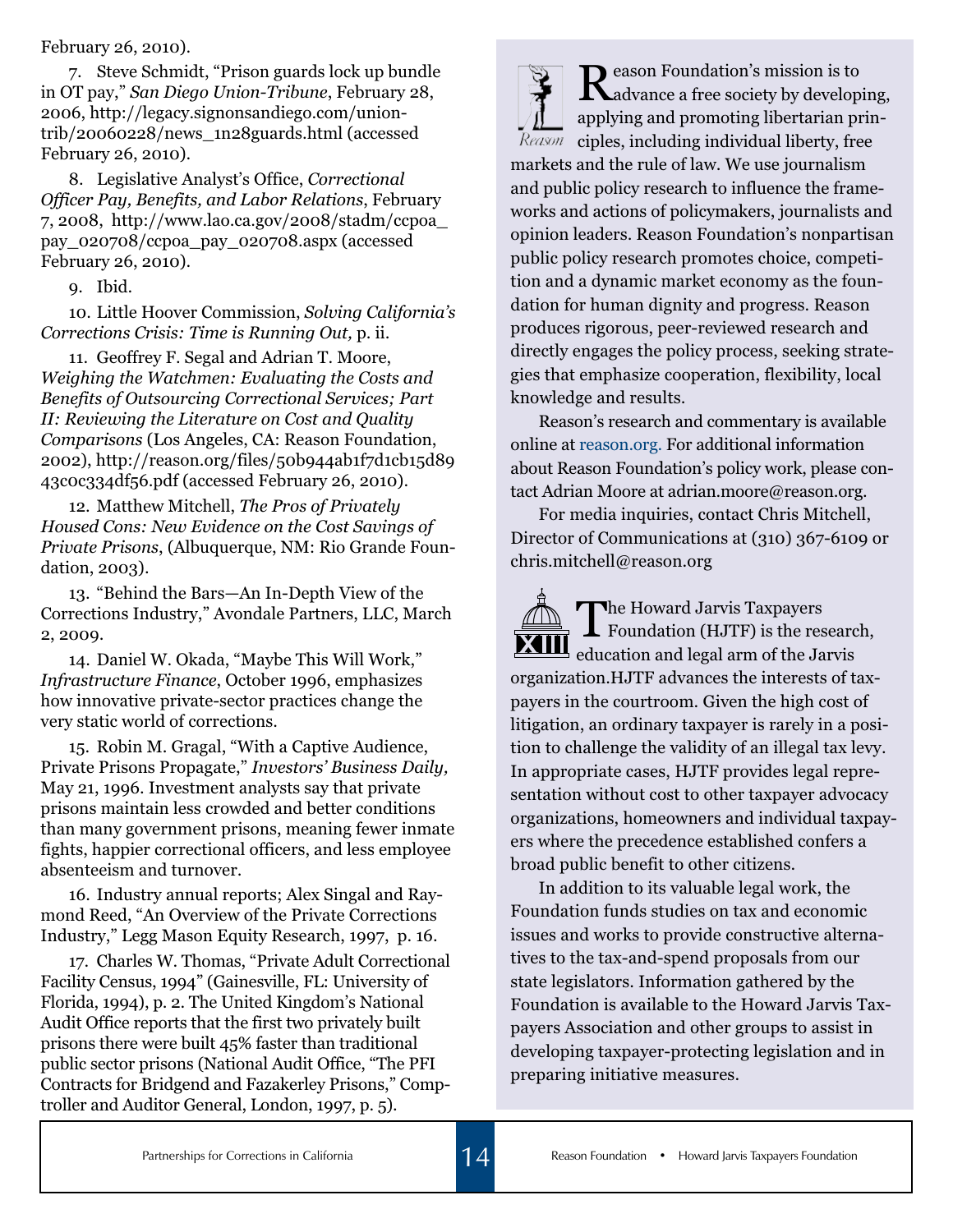February 26, 2010).

7. Steve Schmidt, "Prison guards lock up bundle in OT pay," *San Diego Union-Tribune*, February 28, 2006, http://legacy.signonsandiego.com/uniontrib/20060228/news_1n28guards.html (accessed February 26, 2010).

8. Legislative Analyst's Office, *Correctional Officer Pay, Benefits, and Labor Relations*, February 7, 2008, http://www.lao.ca.gov/2008/stadm/ccpoa_pay_020708/ccpoa_pay_020708.aspx (accessed February 26, 2010).

9. Ibid.

10. Little Hoover Commission, *Solving California's Corrections Crisis: Time is Running Out,* p. ii.

11. Geoffrey F. Segal and Adrian T. Moore, *Weighing the Watchmen: Evaluating the Costs and Benefits of Outsourcing Correctional Services; Part II: Reviewing the Literature on Cost and Quality Comparisons* (Los Angeles, CA: Reason Foundation, 2002), http://reason.org/files/50b944ab1f7d1cb15d8943c0c334df56.pdf (accessed February 26, 2010).

12. Matthew Mitchell, *The Pros of Privately Housed Cons: New Evidence on the Cost Savings of Private Prisons*, (Albuquerque, NM: Rio Grande Foundation, 2003).

13. "Behind the Bars—An In-Depth View of the Corrections Industry," Avondale Partners, LLC, March 2, 2009.

14. Daniel W. Okada, "Maybe This Will Work," *Infrastructure Finance*, October 1996, emphasizes how innovative private-sector practices change the very static world of corrections.

15. Robin M. Gragal, "With a Captive Audience, Private Prisons Propagate," *Investors' Business Daily,* May 21, 1996. Investment analysts say that private prisons maintain less crowded and better conditions than many government prisons, meaning fewer inmate fights, happier correctional officers, and less employee absenteeism and turnover.

16. Industry annual reports; Alex Singal and Raymond Reed, "An Overview of the Private Corrections Industry," Legg Mason Equity Research, 1997, p. 16.

17. Charles W. Thomas, "Private Adult Correctional Facility Census, 1994" (Gainesville, FL: University of Florida, 1994), p. 2. The United Kingdom's National Audit Office reports that the first two privately built prisons there were built 45% faster than traditional public sector prisons (National Audit Office, "The PFI Contracts for Bridgend and Fazakerley Prisons," Comptroller and Auditor General, London, 1997, p. 5).

Reason Foundation's mission is to advance a free society by developing, applying and promoting libertarian principles, including individual liberty, free markets and the rule of law. We use journalism and public policy research to influence the frameworks and actions of policymakers, journalists and opinion leaders. Reason Foundation's nonpartisan public policy research promotes choice, competition and a dynamic market economy as the foundation for human dignity and progress. Reason produces rigorous, peer-reviewed research and directly engages the policy process, seeking strategies that emphasize cooperation, flexibility, local knowledge and results.

Reason's research and commentary is available online at reason.org. For additional information about Reason Foundation's policy work, please contact Adrian Moore at adrian.moore@reason.org.

For media inquiries, contact Chris Mitchell, Director of Communications at (310) 367-6109 or chris.mitchell@reason.org

The Howard Jarvis Taxpayers Foundation (HJTF) is the research, education and legal arm of the Jarvis organization.HJTF advances the interests of taxpayers in the courtroom. Given the high cost of litigation, an ordinary taxpayer is rarely in a position to challenge the validity of an illegal tax levy. In appropriate cases, HJTF provides legal representation without cost to other taxpayer advocacy organizations, homeowners and individual taxpayers where the precedence established confers a broad public benefit to other citizens.

In addition to its valuable legal work, the Foundation funds studies on tax and economic issues and works to provide constructive alternatives to the tax-and-spend proposals from our state legislators. Information gathered by the Foundation is available to the Howard Jarvis Taxpayers Association and other groups to assist in developing taxpayer-protecting legislation and in preparing initiative measures.